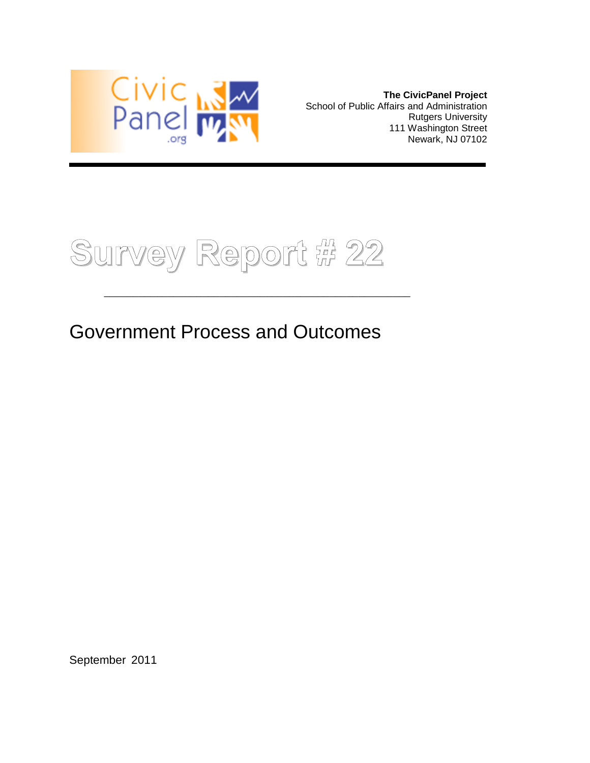**The CivicPanel Project**
School of Public Affairs and Administration
Rutgers University
111 Washington Street
Newark, NJ 07102

# Survey Report # 22

## Government Process and Outcomes

September 2011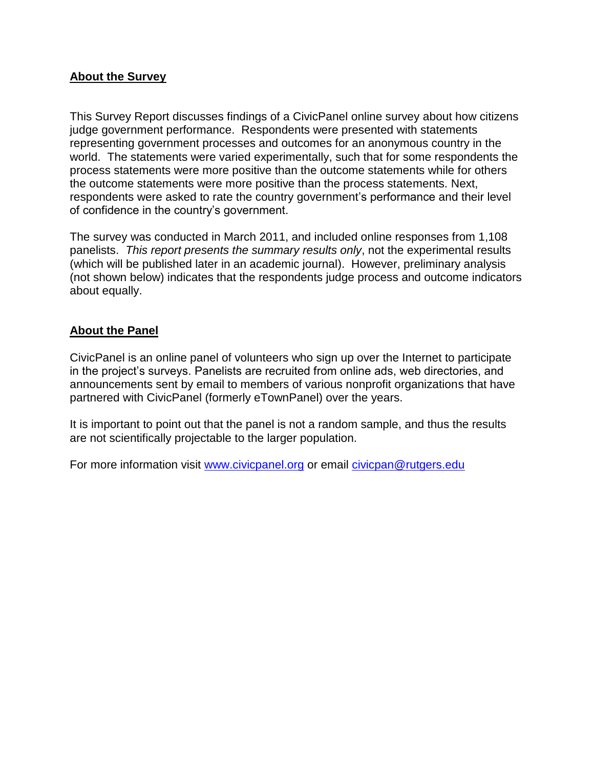## **About the Survey**

This Survey Report discusses findings of a CivicPanel online survey about how citizens judge government performance. Respondents were presented with statements representing government processes and outcomes for an anonymous country in the world. The statements were varied experimentally, such that for some respondents the process statements were more positive than the outcome statements while for others the outcome statements were more positive than the process statements. Next, respondents were asked to rate the country government's performance and their level of confidence in the country's government.

The survey was conducted in March 2011, and included online responses from 1,108 panelists. *This report presents the summary results only*, not the experimental results (which will be published later in an academic journal). However, preliminary analysis (not shown below) indicates that the respondents judge process and outcome indicators about equally.

## **About the Panel**

CivicPanel is an online panel of volunteers who sign up over the Internet to participate in the project's surveys. Panelists are recruited from online ads, web directories, and announcements sent by email to members of various nonprofit organizations that have partnered with CivicPanel (formerly eTownPanel) over the years.

It is important to point out that the panel is not a random sample, and thus the results are not scientifically projectable to the larger population.

For more information visit [www.civicpanel.org](http://www.civicpanel.org) or email [civicpan@rutgers.edu](mailto:civicpan@rutgers.edu)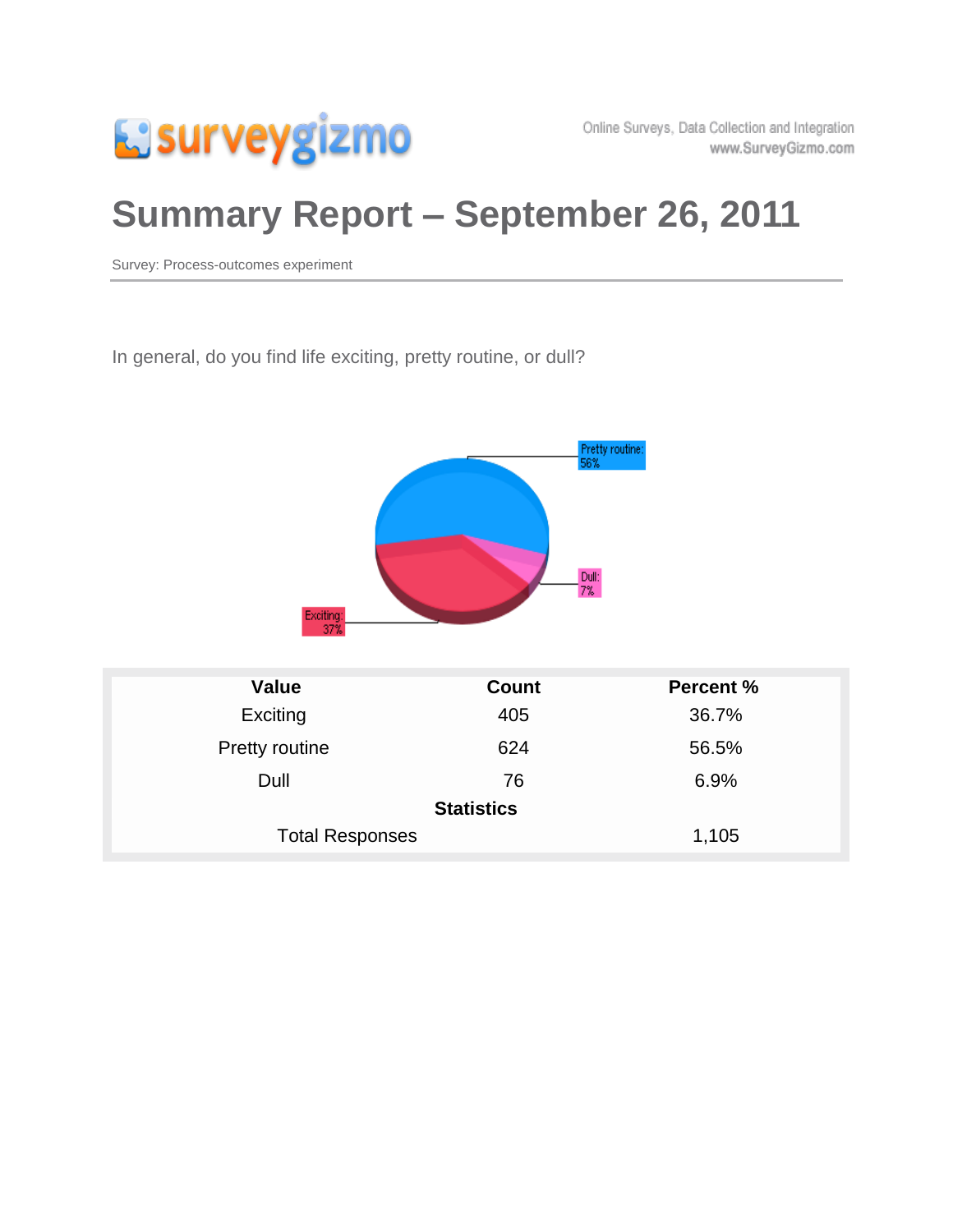# Summary Report – September 26, 2011

Survey: Process-outcomes experiment

In general, do you find life exciting, pretty routine, or dull?

| Value | Count | Percent % |
|---|---|---|
| Exciting | 405 | 36.7% |
| Pretty routine | 624 | 56.5% |
| Dull | 76 | 6.9% |
| **Statistics** | | |
| Total Responses | | 1,105 |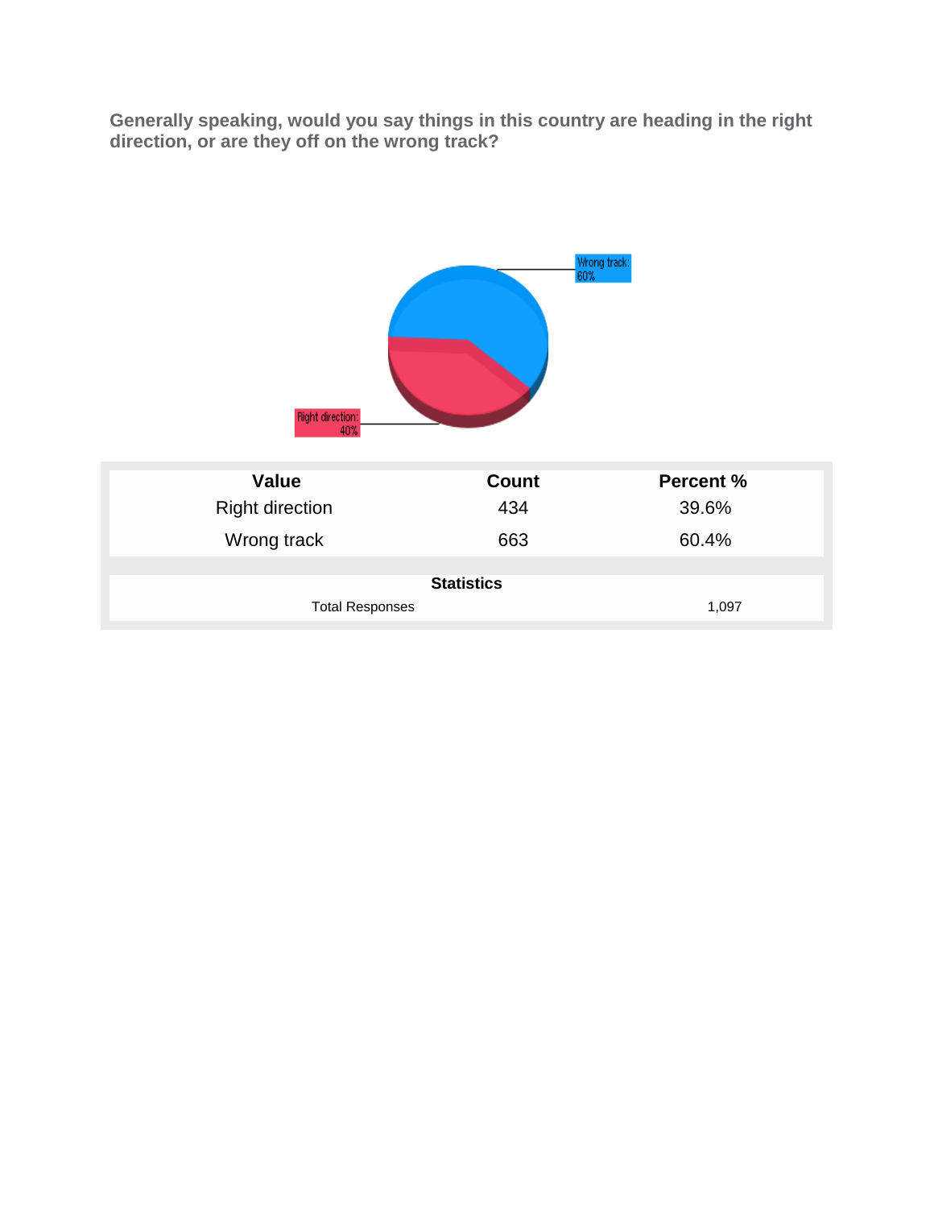**Generally speaking, would you say things in this country are heading in the right direction, or are they off on the wrong track?**

| Value | Count | Percent % |
|---|---|---|
| Right direction | 434 | 39.6% |
| Wrong track | 663 | 60.4% |

| Statistics | |
|---|---|
| Total Responses | 1,097 |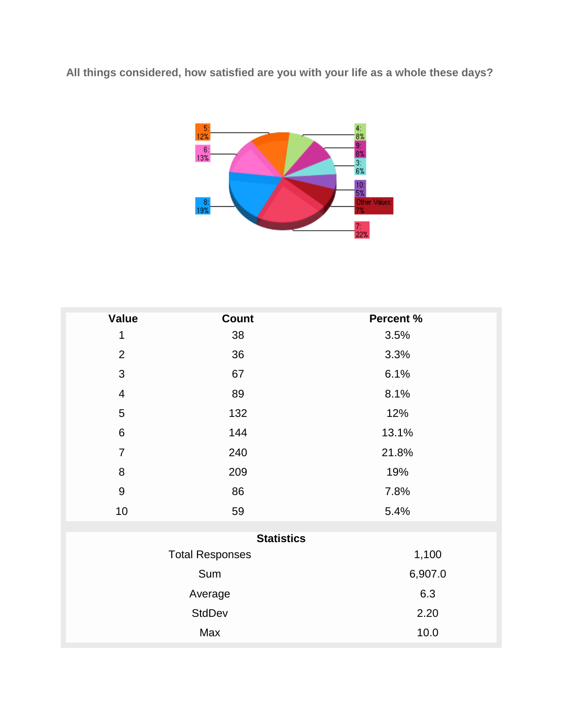**All things considered, how satisfied are you with your life as a whole these days?**

| Value | Count | Percent % |
|---|---|---|
| 1 | 38 | 3.5% |
| 2 | 36 | 3.3% |
| 3 | 67 | 6.1% |
| 4 | 89 | 8.1% |
| 5 | 132 | 12% |
| 6 | 144 | 13.1% |
| 7 | 240 | 21.8% |
| 8 | 209 | 19% |
| 9 | 86 | 7.8% |
| 10 | 59 | 5.4% |

| Statistics | |
|---|---|
| Total Responses | 1,100 |
| Sum | 6,907.0 |
| Average | 6.3 |
| StdDev | 2.20 |
| Max | 10.0 |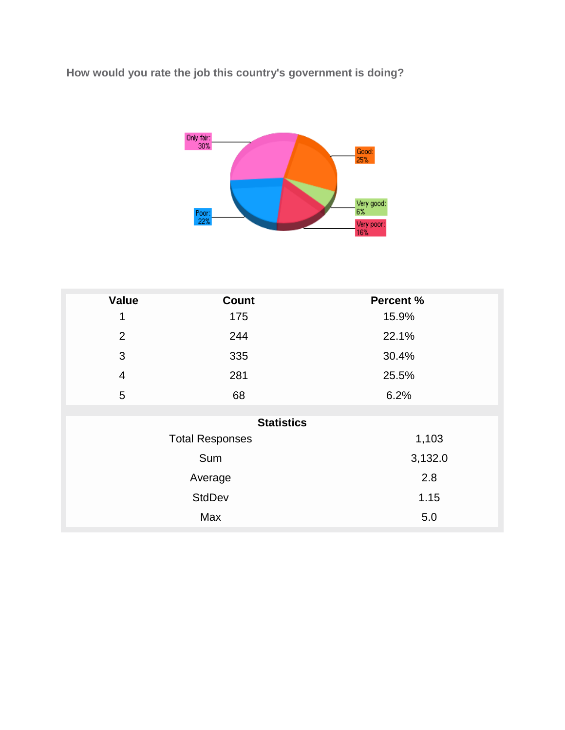### How would you rate the job this country's government is doing?

| Value | Count | Percent % |
|---|---|---|
| 1 | 175 | 15.9% |
| 2 | 244 | 22.1% |
| 3 | 335 | 30.4% |
| 4 | 281 | 25.5% |
| 5 | 68 | 6.2% |

| Statistics | |
|---|---|
| Total Responses | 1,103 |
| Sum | 3,132.0 |
| Average | 2.8 |
| StdDev | 1.15 |
| Max | 5.0 |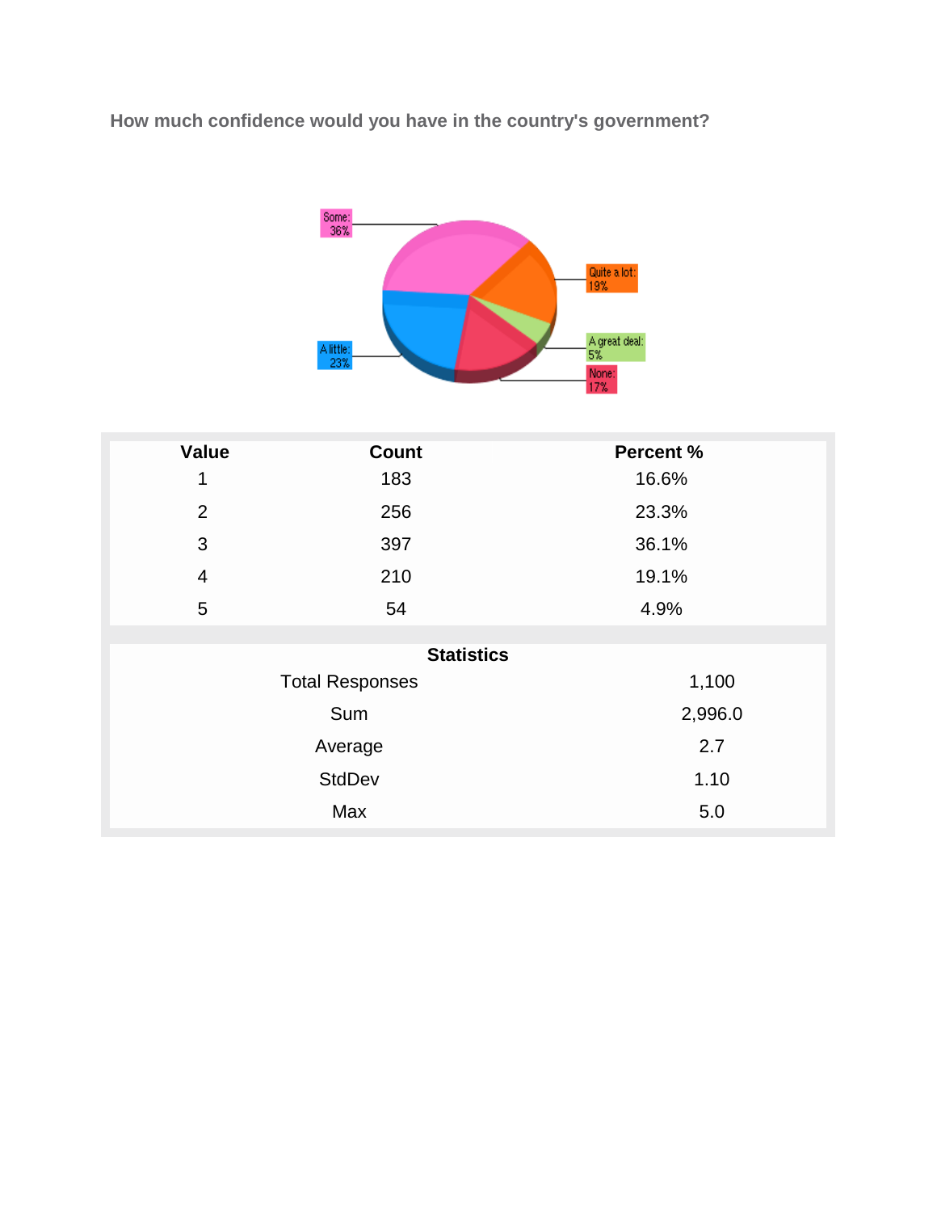## How much confidence would you have in the country's government?

Some: 36%

Quite a lot: 19%

A great deal: 5%

None: 17%

A little: 23%

| Value | Count | Percent % |
|---|---|---|
| 1 | 183 | 16.6% |
| 2 | 256 | 23.3% |
| 3 | 397 | 36.1% |
| 4 | 210 | 19.1% |
| 5 | 54 | 4.9% |

| Statistics | |
|---|---|
| Total Responses | 1,100 |
| Sum | 2,996.0 |
| Average | 2.7 |
| StdDev | 1.10 |
| Max | 5.0 |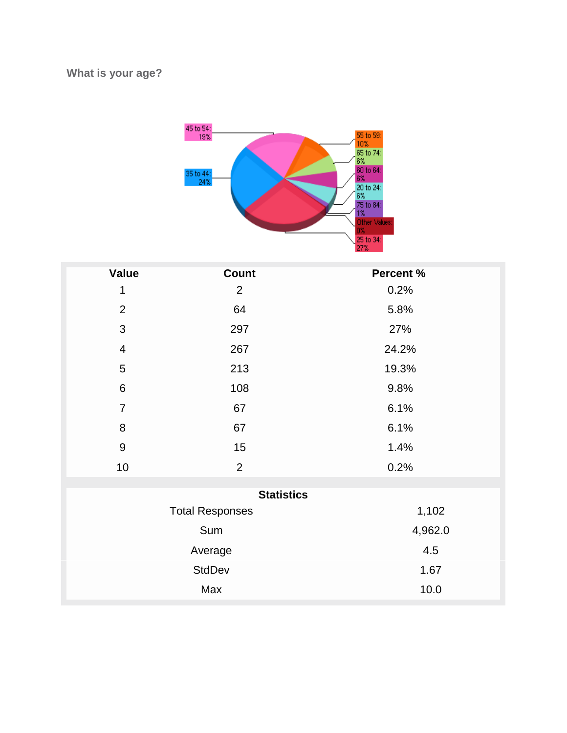### What is your age?

| Value | Count | Percent % |
|---|---|---|
| 1 | 2 | 0.2% |
| 2 | 64 | 5.8% |
| 3 | 297 | 27% |
| 4 | 267 | 24.2% |
| 5 | 213 | 19.3% |
| 6 | 108 | 9.8% |
| 7 | 67 | 6.1% |
| 8 | 67 | 6.1% |
| 9 | 15 | 1.4% |
| 10 | 2 | 0.2% |

| Statistics | |
|---|---|
| Total Responses | 1,102 |
| Sum | 4,962.0 |
| Average | 4.5 |
| StdDev | 1.67 |
| Max | 10.0 |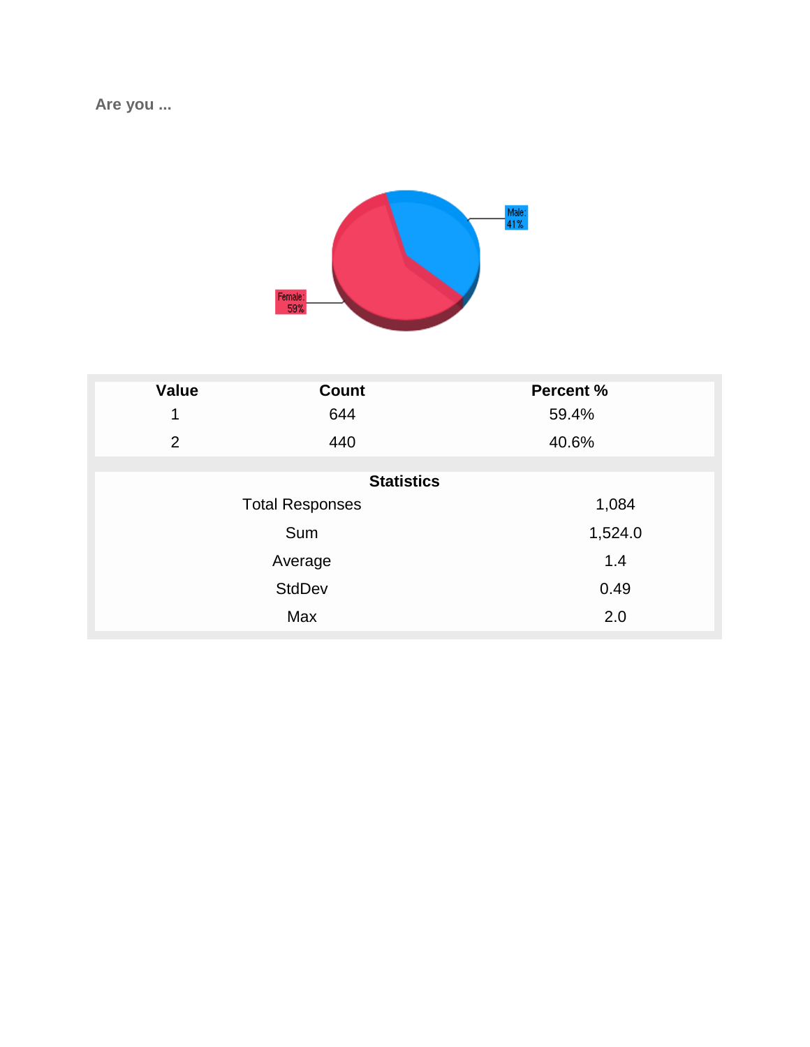**Are you ...**

| Value | Count | Percent % |
|---|---|---|
| 1 | 644 | 59.4% |
| 2 | 440 | 40.6% |

| Statistics | |
|---|---|
| Total Responses | 1,084 |
| Sum | 1,524.0 |
| Average | 1.4 |
| StdDev | 0.49 |
| Max | 2.0 |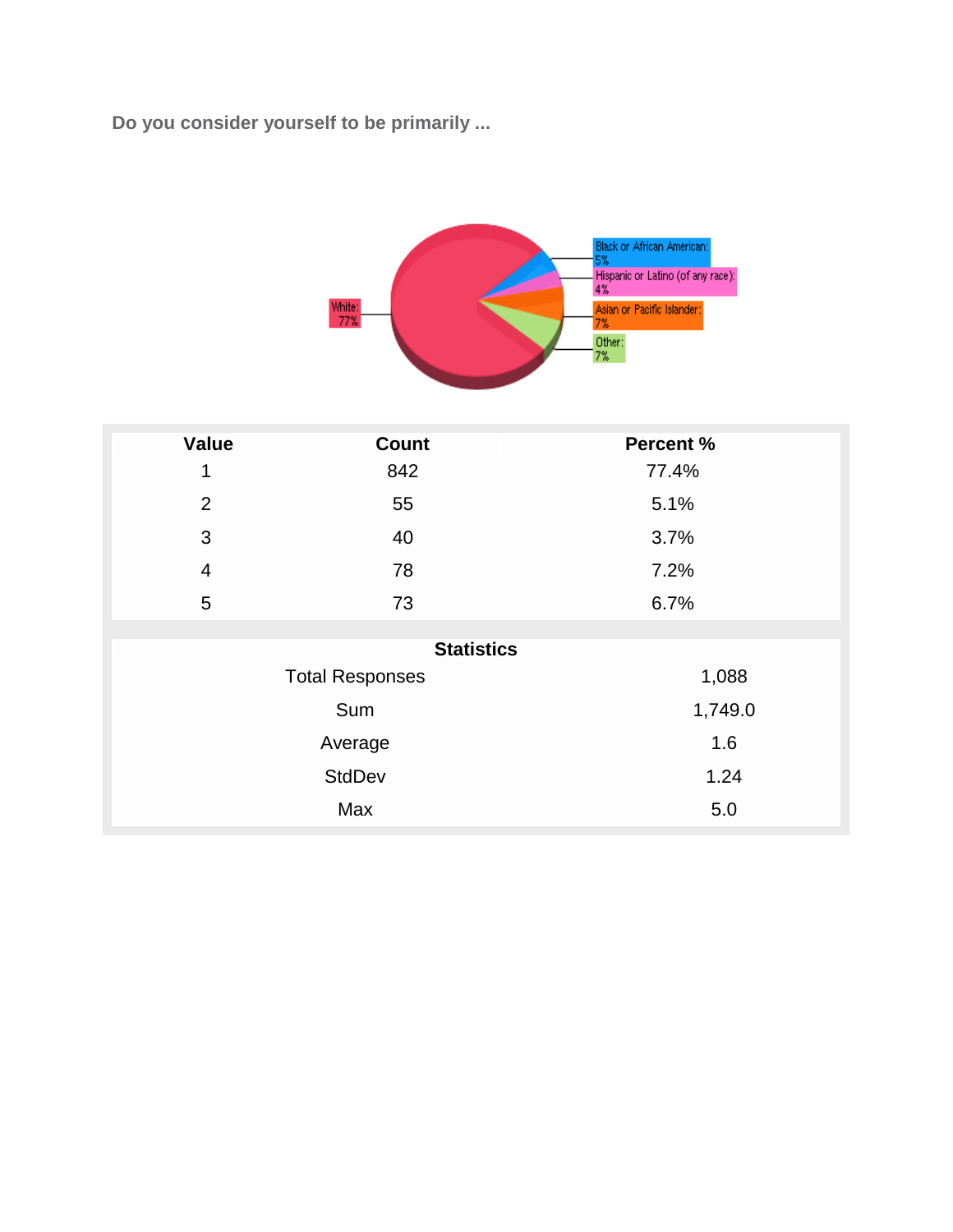**Do you consider yourself to be primarily ...**

White: 77%

Black or African American: 5%

Hispanic or Latino (of any race): 4%

Asian or Pacific Islander: 7%

Other: 7%

| Value | Count | Percent % |
|---|---|---|
| 1 | 842 | 77.4% |
| 2 | 55 | 5.1% |
| 3 | 40 | 3.7% |
| 4 | 78 | 7.2% |
| 5 | 73 | 6.7% |

| Statistics | |
|---|---|
| Total Responses | 1,088 |
| Sum | 1,749.0 |
| Average | 1.6 |
| StdDev | 1.24 |
| Max | 5.0 |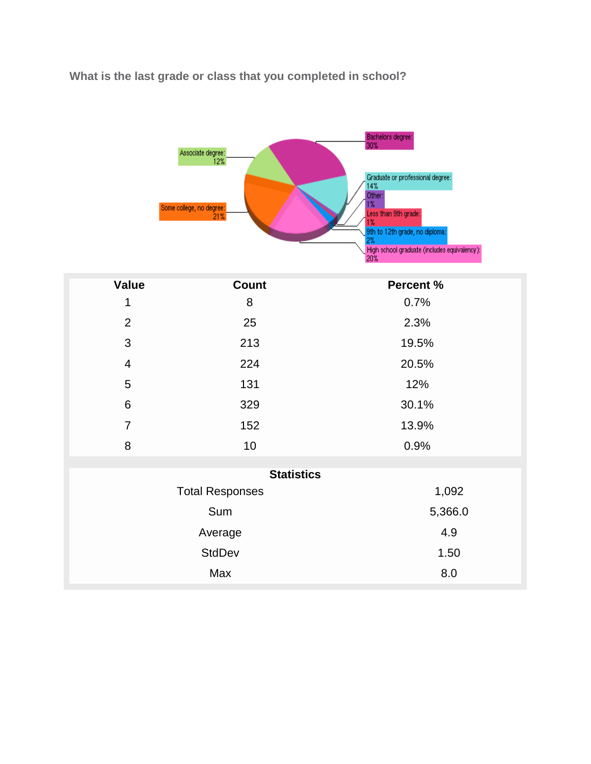### What is the last grade or class that you completed in school?

Associate degree: 12%

Some college, no degree: 21%

Bachelors degree: 30%

Graduate or professional degree: 14%

Other: 1%

Less than 9th grade: 1%

9th to 12th grade, no diploma: 2%

High school graduate (includes equivalency): 20%

| Value | Count | Percent % |
|---|---|---|
| 1 | 8 | 0.7% |
| 2 | 25 | 2.3% |
| 3 | 213 | 19.5% |
| 4 | 224 | 20.5% |
| 5 | 131 | 12% |
| 6 | 329 | 30.1% |
| 7 | 152 | 13.9% |
| 8 | 10 | 0.9% |

| Statistics | |
|---|---|
| Total Responses | 1,092 |
| Sum | 5,366.0 |
| Average | 4.9 |
| StdDev | 1.50 |
| Max | 8.0 |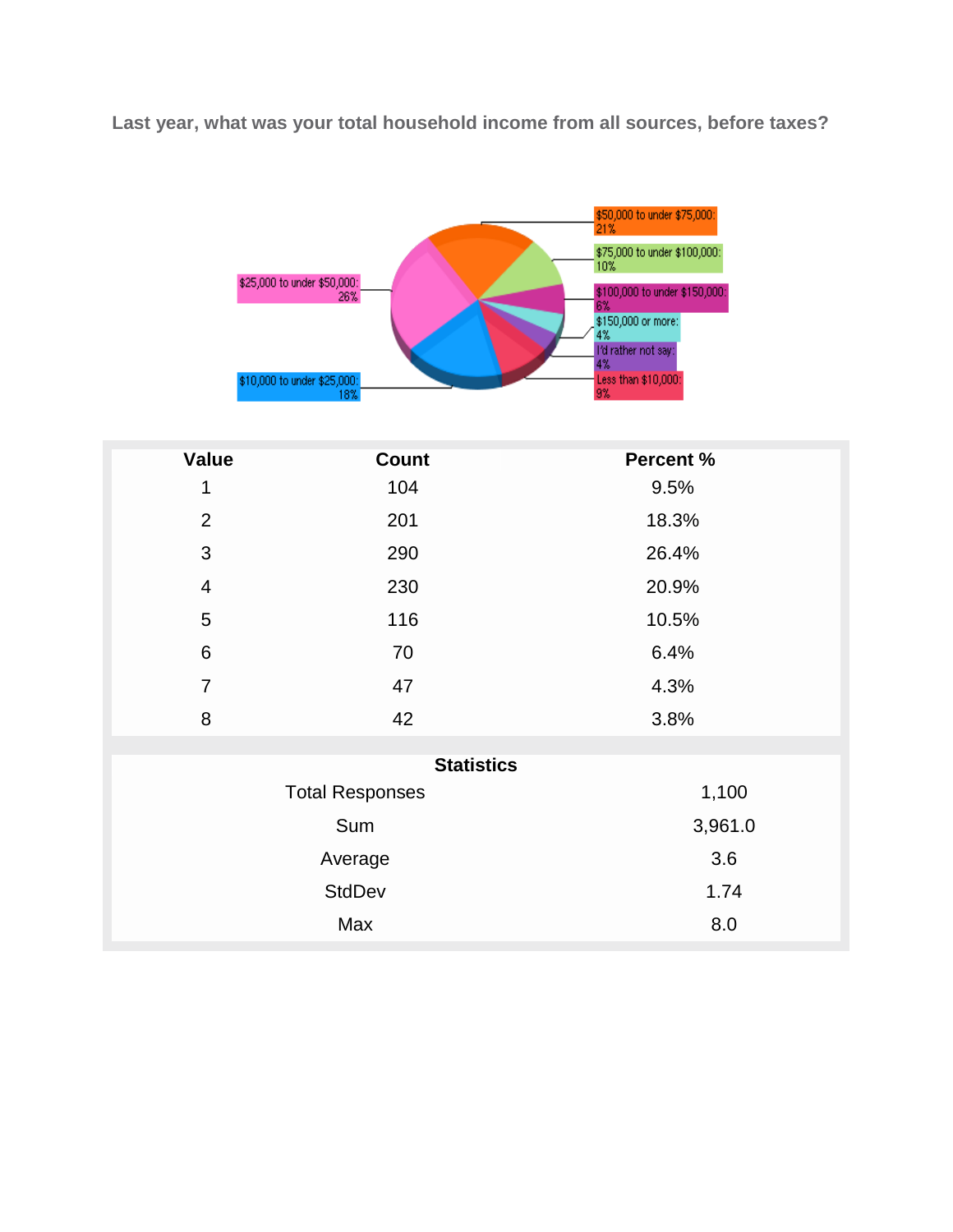### Last year, what was your total household income from all sources, before taxes?

$50,000 to under $75,000: 21%
$75,000 to under $100,000: 10%
$100,000 to under $150,000: 6%
$150,000 or more: 4%
I'd rather not say: 4%
Less than $10,000: 9%
$10,000 to under $25,000: 18%
$25,000 to under $50,000: 26%

| Value | Count | Percent % |
|---|---|---|
| 1 | 104 | 9.5% |
| 2 | 201 | 18.3% |
| 3 | 290 | 26.4% |
| 4 | 230 | 20.9% |
| 5 | 116 | 10.5% |
| 6 | 70 | 6.4% |
| 7 | 47 | 4.3% |
| 8 | 42 | 3.8% |

| Statistics | |
|---|---|
| Total Responses | 1,100 |
| Sum | 3,961.0 |
| Average | 3.6 |
| StdDev | 1.74 |
| Max | 8.0 |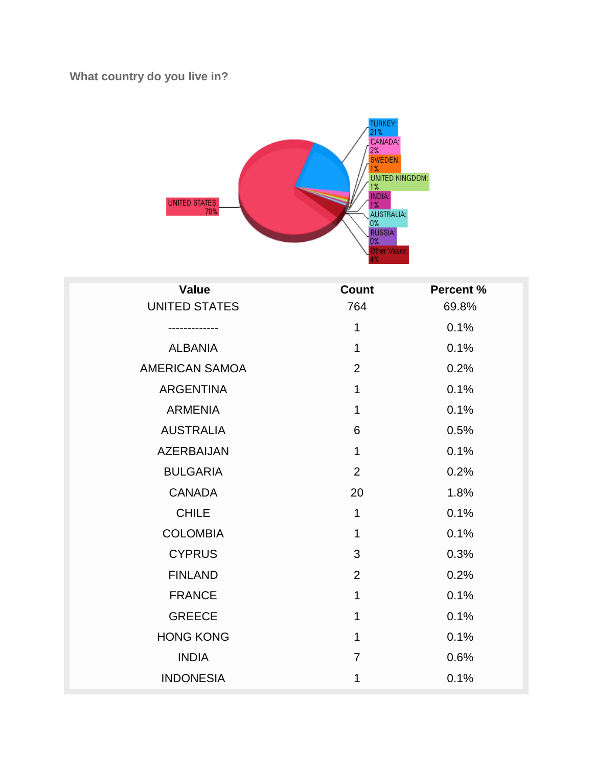### What country do you live in?

| Value | Count | Percent % |
|---|---|---|
| UNITED STATES | 764 | 69.8% |
| ------------- | 1 | 0.1% |
| ALBANIA | 1 | 0.1% |
| AMERICAN SAMOA | 2 | 0.2% |
| ARGENTINA | 1 | 0.1% |
| ARMENIA | 1 | 0.1% |
| AUSTRALIA | 6 | 0.5% |
| AZERBAIJAN | 1 | 0.1% |
| BULGARIA | 2 | 0.2% |
| CANADA | 20 | 1.8% |
| CHILE | 1 | 0.1% |
| COLOMBIA | 1 | 0.1% |
| CYPRUS | 3 | 0.3% |
| FINLAND | 2 | 0.2% |
| FRANCE | 1 | 0.1% |
| GREECE | 1 | 0.1% |
| HONG KONG | 1 | 0.1% |
| INDIA | 7 | 0.6% |
| INDONESIA | 1 | 0.1% |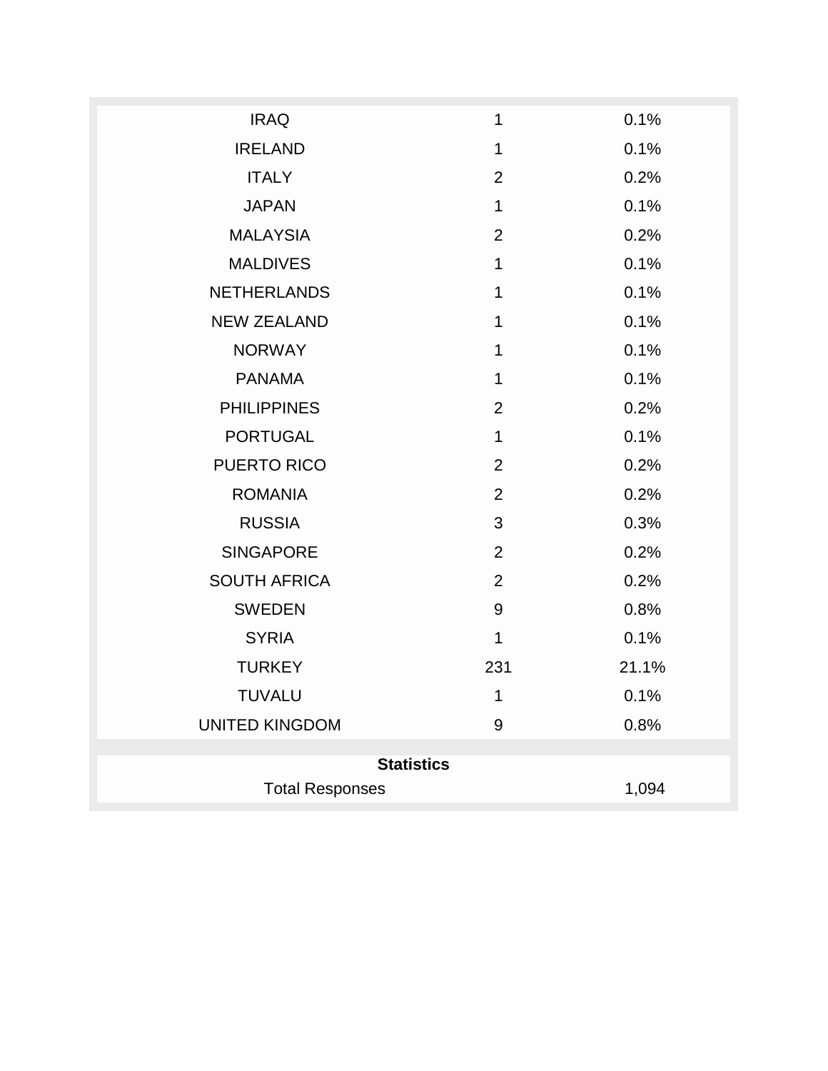| | | |
|---|---|---|
| IRAQ | 1 | 0.1% |
| IRELAND | 1 | 0.1% |
| ITALY | 2 | 0.2% |
| JAPAN | 1 | 0.1% |
| MALAYSIA | 2 | 0.2% |
| MALDIVES | 1 | 0.1% |
| NETHERLANDS | 1 | 0.1% |
| NEW ZEALAND | 1 | 0.1% |
| NORWAY | 1 | 0.1% |
| PANAMA | 1 | 0.1% |
| PHILIPPINES | 2 | 0.2% |
| PORTUGAL | 1 | 0.1% |
| PUERTO RICO | 2 | 0.2% |
| ROMANIA | 2 | 0.2% |
| RUSSIA | 3 | 0.3% |
| SINGAPORE | 2 | 0.2% |
| SOUTH AFRICA | 2 | 0.2% |
| SWEDEN | 9 | 0.8% |
| SYRIA | 1 | 0.1% |
| TURKEY | 231 | 21.1% |
| TUVALU | 1 | 0.1% |
| UNITED KINGDOM | 9 | 0.8% |

| **Statistics** | |
|---|---|
| Total Responses | 1,094 |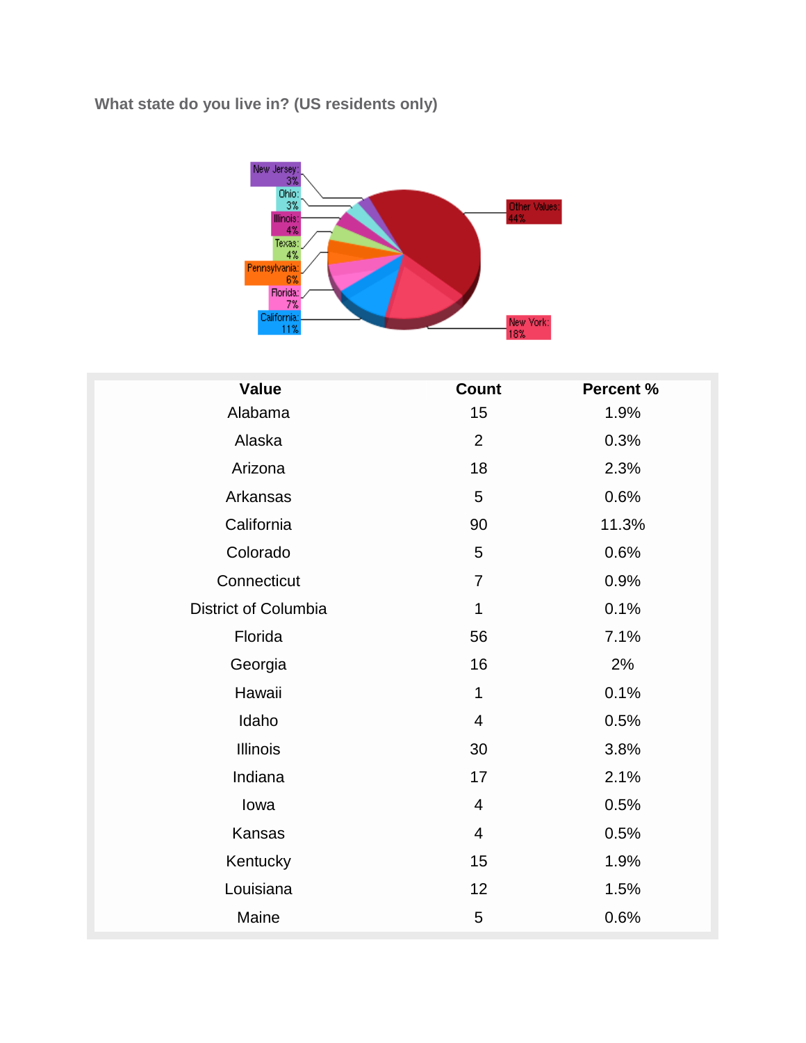### What state do you live in? (US residents only)

| Value | Count | Percent % |
|---|---|---|
| Alabama | 15 | 1.9% |
| Alaska | 2 | 0.3% |
| Arizona | 18 | 2.3% |
| Arkansas | 5 | 0.6% |
| California | 90 | 11.3% |
| Colorado | 5 | 0.6% |
| Connecticut | 7 | 0.9% |
| District of Columbia | 1 | 0.1% |
| Florida | 56 | 7.1% |
| Georgia | 16 | 2% |
| Hawaii | 1 | 0.1% |
| Idaho | 4 | 0.5% |
| Illinois | 30 | 3.8% |
| Indiana | 17 | 2.1% |
| Iowa | 4 | 0.5% |
| Kansas | 4 | 0.5% |
| Kentucky | 15 | 1.9% |
| Louisiana | 12 | 1.5% |
| Maine | 5 | 0.6% |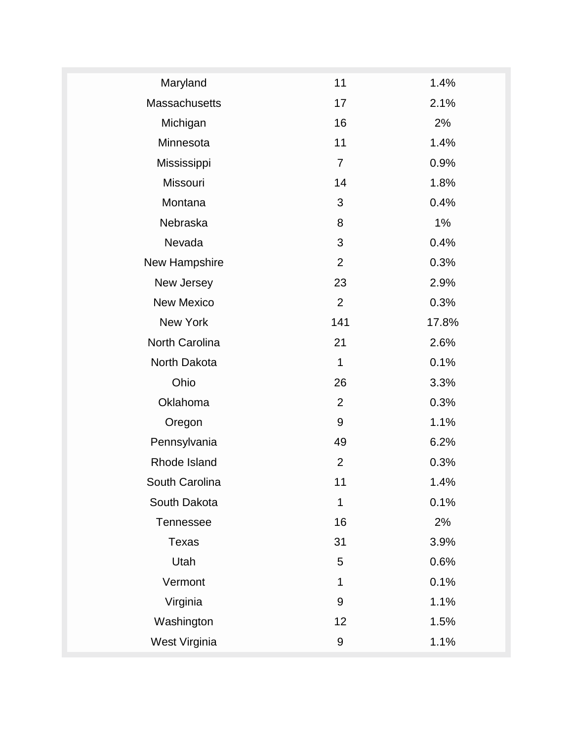| | | |
|---|---|---|
| Maryland | 11 | 1.4% |
| Massachusetts | 17 | 2.1% |
| Michigan | 16 | 2% |
| Minnesota | 11 | 1.4% |
| Mississippi | 7 | 0.9% |
| Missouri | 14 | 1.8% |
| Montana | 3 | 0.4% |
| Nebraska | 8 | 1% |
| Nevada | 3 | 0.4% |
| New Hampshire | 2 | 0.3% |
| New Jersey | 23 | 2.9% |
| New Mexico | 2 | 0.3% |
| New York | 141 | 17.8% |
| North Carolina | 21 | 2.6% |
| North Dakota | 1 | 0.1% |
| Ohio | 26 | 3.3% |
| Oklahoma | 2 | 0.3% |
| Oregon | 9 | 1.1% |
| Pennsylvania | 49 | 6.2% |
| Rhode Island | 2 | 0.3% |
| South Carolina | 11 | 1.4% |
| South Dakota | 1 | 0.1% |
| Tennessee | 16 | 2% |
| Texas | 31 | 3.9% |
| Utah | 5 | 0.6% |
| Vermont | 1 | 0.1% |
| Virginia | 9 | 1.1% |
| Washington | 12 | 1.5% |
| West Virginia | 9 | 1.1% |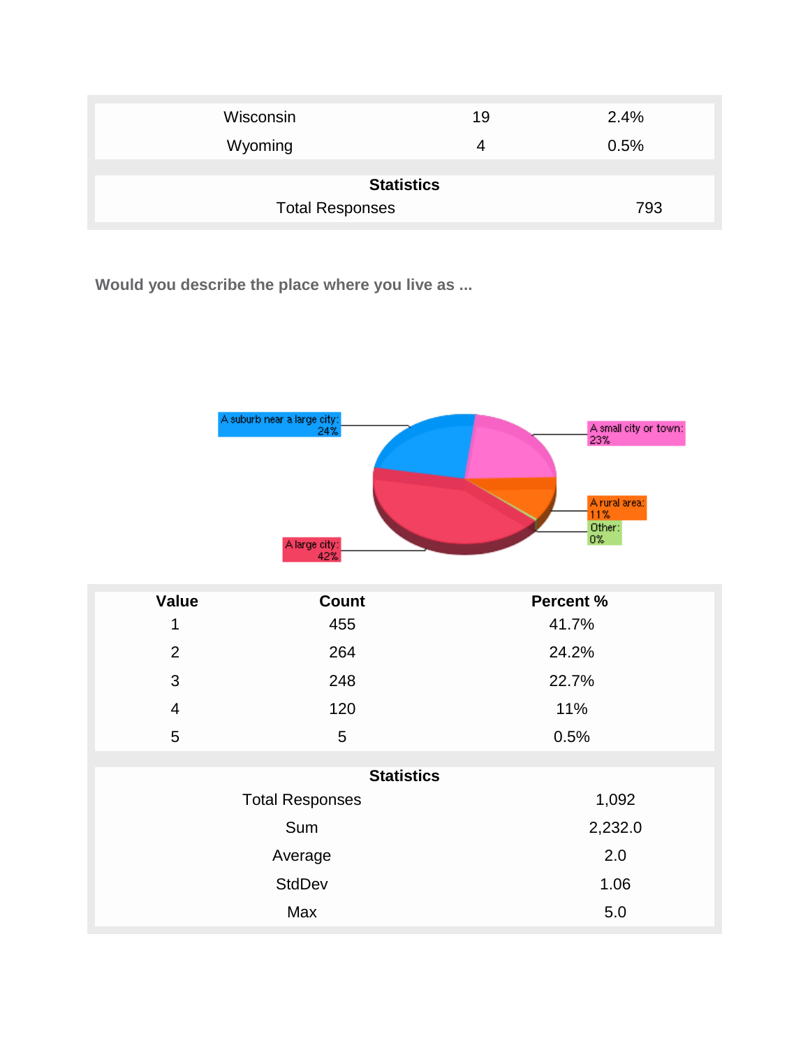| | | |
|---|---|---|
| Wisconsin | 19 | 2.4% |
| Wyoming | 4 | 0.5% |

| Statistics | |
|---|---|
| Total Responses | 793 |

**Would you describe the place where you live as ...**

A suburb near a large city: 24%
A small city or town: 23%
A rural area: 11%
Other: 0%
A large city: 42%

| Value | Count | Percent % |
|---|---|---|
| 1 | 455 | 41.7% |
| 2 | 264 | 24.2% |
| 3 | 248 | 22.7% |
| 4 | 120 | 11% |
| 5 | 5 | 0.5% |

| Statistics | |
|---|---|
| Total Responses | 1,092 |
| Sum | 2,232.0 |
| Average | 2.0 |
| StdDev | 1.06 |
| Max | 5.0 |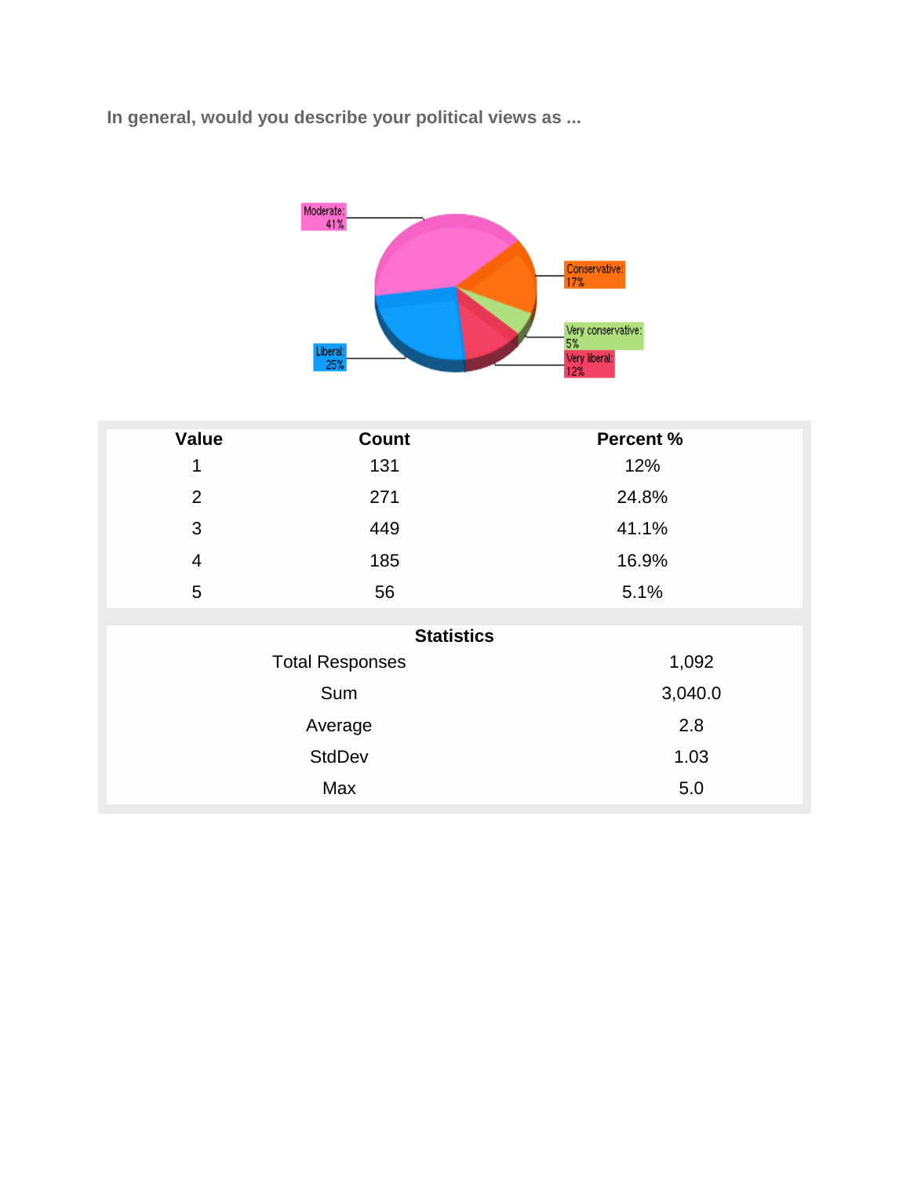### In general, would you describe your political views as ...

Moderate: 41%

Conservative: 17%

Very conservative: 5%

Very liberal: 12%

Liberal: 25%

| Value | Count | Percent % |
|---|---|---|
| 1 | 131 | 12% |
| 2 | 271 | 24.8% |
| 3 | 449 | 41.1% |
| 4 | 185 | 16.9% |
| 5 | 56 | 5.1% |

| Statistics | |
|---|---|
| Total Responses | 1,092 |
| Sum | 3,040.0 |
| Average | 2.8 |
| StdDev | 1.03 |
| Max | 5.0 |